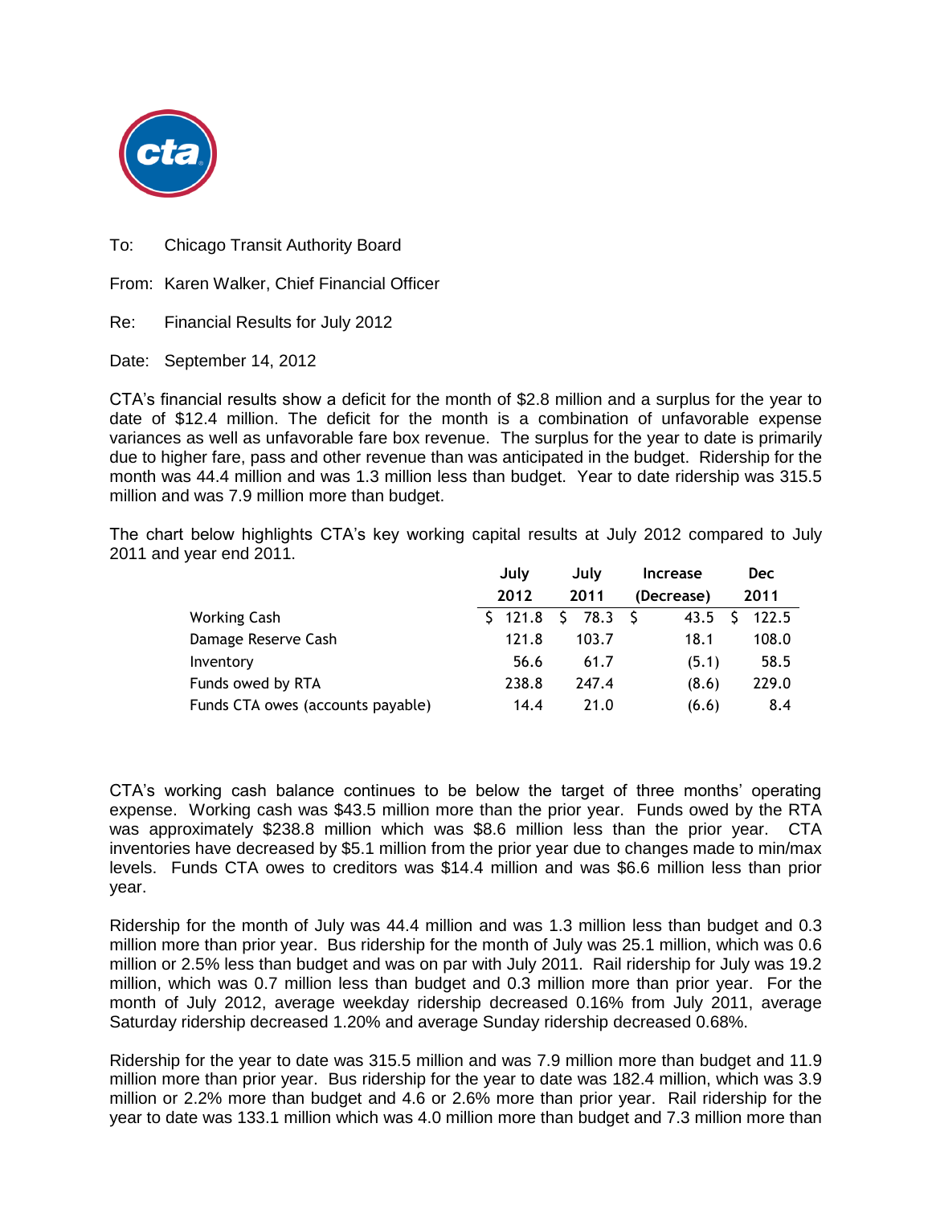To: Chicago Transit Authority Board

From: Karen Walker, Chief Financial Officer

Re: Financial Results for July 2012

Date: September 14, 2012

CTA's financial results show a deficit for the month of $2.8 million and a surplus for the year to date of $12.4 million. The deficit for the month is a combination of unfavorable expense variances as well as unfavorable fare box revenue. The surplus for the year to date is primarily due to higher fare, pass and other revenue than was anticipated in the budget. Ridership for the month was 44.4 million and was 1.3 million less than budget. Year to date ridership was 315.5 million and was 7.9 million more than budget.

The chart below highlights CTA's key working capital results at July 2012 compared to July 2011 and year end 2011.

| | July 2012 | July 2011 | Increase (Decrease) | Dec 2011 |
|---|---|---|---|---|
| Working Cash | $ 121.8 | $ 78.3 | $ 43.5 | $ 122.5 |
| Damage Reserve Cash | 121.8 | 103.7 | 18.1 | 108.0 |
| Inventory | 56.6 | 61.7 | (5.1) | 58.5 |
| Funds owed by RTA | 238.8 | 247.4 | (8.6) | 229.0 |
| Funds CTA owes (accounts payable) | 14.4 | 21.0 | (6.6) | 8.4 |

CTA's working cash balance continues to be below the target of three months' operating expense. Working cash was $43.5 million more than the prior year. Funds owed by the RTA was approximately $238.8 million which was $8.6 million less than the prior year. CTA inventories have decreased by $5.1 million from the prior year due to changes made to min/max levels. Funds CTA owes to creditors was $14.4 million and was $6.6 million less than prior year.

Ridership for the month of July was 44.4 million and was 1.3 million less than budget and 0.3 million more than prior year. Bus ridership for the month of July was 25.1 million, which was 0.6 million or 2.5% less than budget and was on par with July 2011. Rail ridership for July was 19.2 million, which was 0.7 million less than budget and 0.3 million more than prior year. For the month of July 2012, average weekday ridership decreased 0.16% from July 2011, average Saturday ridership decreased 1.20% and average Sunday ridership decreased 0.68%.

Ridership for the year to date was 315.5 million and was 7.9 million more than budget and 11.9 million more than prior year. Bus ridership for the year to date was 182.4 million, which was 3.9 million or 2.2% more than budget and 4.6 or 2.6% more than prior year. Rail ridership for the year to date was 133.1 million which was 4.0 million more than budget and 7.3 million more than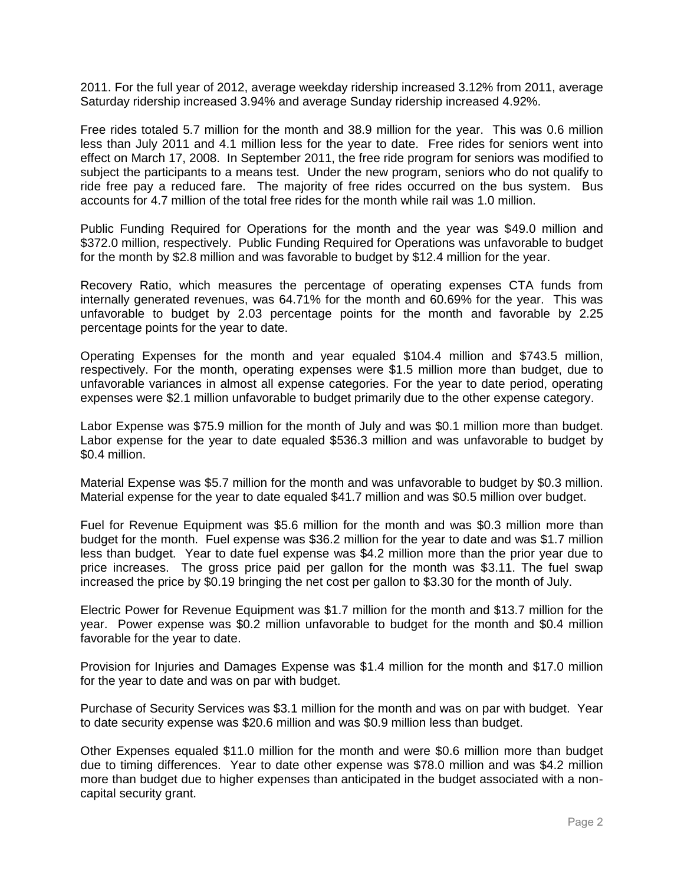2011. For the full year of 2012, average weekday ridership increased 3.12% from 2011, average Saturday ridership increased 3.94% and average Sunday ridership increased 4.92%.

Free rides totaled 5.7 million for the month and 38.9 million for the year. This was 0.6 million less than July 2011 and 4.1 million less for the year to date. Free rides for seniors went into effect on March 17, 2008. In September 2011, the free ride program for seniors was modified to subject the participants to a means test. Under the new program, seniors who do not qualify to ride free pay a reduced fare. The majority of free rides occurred on the bus system. Bus accounts for 4.7 million of the total free rides for the month while rail was 1.0 million.

Public Funding Required for Operations for the month and the year was $49.0 million and $372.0 million, respectively. Public Funding Required for Operations was unfavorable to budget for the month by $2.8 million and was favorable to budget by $12.4 million for the year.

Recovery Ratio, which measures the percentage of operating expenses CTA funds from internally generated revenues, was 64.71% for the month and 60.69% for the year. This was unfavorable to budget by 2.03 percentage points for the month and favorable by 2.25 percentage points for the year to date.

Operating Expenses for the month and year equaled $104.4 million and $743.5 million, respectively. For the month, operating expenses were $1.5 million more than budget, due to unfavorable variances in almost all expense categories. For the year to date period, operating expenses were $2.1 million unfavorable to budget primarily due to the other expense category.

Labor Expense was $75.9 million for the month of July and was $0.1 million more than budget. Labor expense for the year to date equaled $536.3 million and was unfavorable to budget by $0.4 million.

Material Expense was $5.7 million for the month and was unfavorable to budget by $0.3 million. Material expense for the year to date equaled $41.7 million and was $0.5 million over budget.

Fuel for Revenue Equipment was $5.6 million for the month and was $0.3 million more than budget for the month. Fuel expense was $36.2 million for the year to date and was $1.7 million less than budget. Year to date fuel expense was $4.2 million more than the prior year due to price increases. The gross price paid per gallon for the month was $3.11. The fuel swap increased the price by $0.19 bringing the net cost per gallon to $3.30 for the month of July.

Electric Power for Revenue Equipment was $1.7 million for the month and $13.7 million for the year. Power expense was $0.2 million unfavorable to budget for the month and $0.4 million favorable for the year to date.

Provision for Injuries and Damages Expense was $1.4 million for the month and $17.0 million for the year to date and was on par with budget.

Purchase of Security Services was $3.1 million for the month and was on par with budget. Year to date security expense was $20.6 million and was $0.9 million less than budget.

Other Expenses equaled $11.0 million for the month and were $0.6 million more than budget due to timing differences. Year to date other expense was $78.0 million and was $4.2 million more than budget due to higher expenses than anticipated in the budget associated with a non-capital security grant.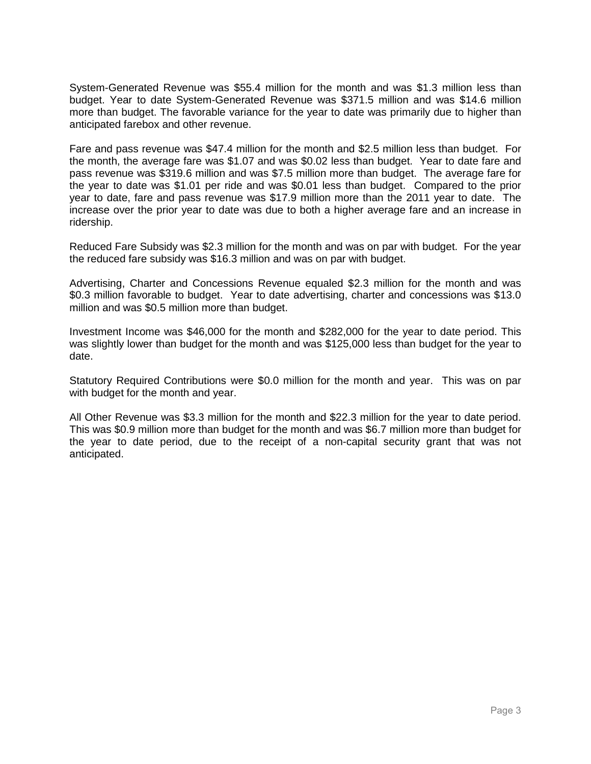System-Generated Revenue was $55.4 million for the month and was $1.3 million less than budget. Year to date System-Generated Revenue was $371.5 million and was $14.6 million more than budget. The favorable variance for the year to date was primarily due to higher than anticipated farebox and other revenue.

Fare and pass revenue was $47.4 million for the month and $2.5 million less than budget. For the month, the average fare was $1.07 and was $0.02 less than budget. Year to date fare and pass revenue was $319.6 million and was $7.5 million more than budget. The average fare for the year to date was $1.01 per ride and was $0.01 less than budget. Compared to the prior year to date, fare and pass revenue was $17.9 million more than the 2011 year to date. The increase over the prior year to date was due to both a higher average fare and an increase in ridership.

Reduced Fare Subsidy was $2.3 million for the month and was on par with budget. For the year the reduced fare subsidy was $16.3 million and was on par with budget.

Advertising, Charter and Concessions Revenue equaled $2.3 million for the month and was $0.3 million favorable to budget. Year to date advertising, charter and concessions was $13.0 million and was $0.5 million more than budget.

Investment Income was $46,000 for the month and $282,000 for the year to date period. This was slightly lower than budget for the month and was $125,000 less than budget for the year to date.

Statutory Required Contributions were $0.0 million for the month and year. This was on par with budget for the month and year.

All Other Revenue was $3.3 million for the month and $22.3 million for the year to date period. This was $0.9 million more than budget for the month and was $6.7 million more than budget for the year to date period, due to the receipt of a non-capital security grant that was not anticipated.